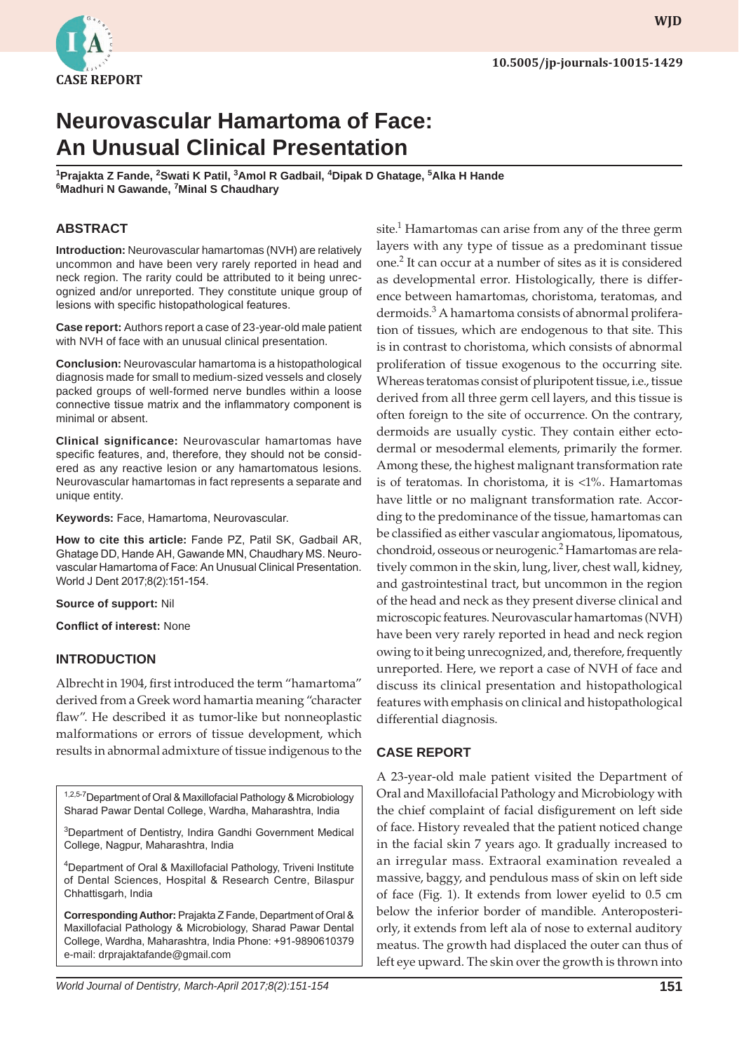CASE REPORT

10.5005/jp-journals-10015-1429

# Neurovascular Hamartoma of Face: An Unusual Clinical Presentation

[1]Prajakta Z Fande, [2]Swati K Patil, [3]Amol R Gadbail, [4]Dipak D Ghatage, [5]Alka H Hande
[6]Madhuri N Gawande, [7]Minal S Chaudhary

## ABSTRACT

**Introduction:** Neurovascular hamartomas (NVH) are relatively uncommon and have been very rarely reported in head and neck region. The rarity could be attributed to it being unrecognized and/or unreported. They constitute unique group of lesions with specific histopathological features.

**Case report:** Authors report a case of 23-year-old male patient with NVH of face with an unusual clinical presentation.

**Conclusion:** Neurovascular hamartoma is a histopathological diagnosis made for small to medium-sized vessels and closely packed groups of well-formed nerve bundles within a loose connective tissue matrix and the inflammatory component is minimal or absent.

**Clinical significance:** Neurovascular hamartomas have specific features, and, therefore, they should not be considered as any reactive lesion or any hamartomatous lesions. Neurovascular hamartomas in fact represents a separate and unique entity.

**Keywords:** Face, Hamartoma, Neurovascular.

**How to cite this article:** Fande PZ, Patil SK, Gadbail AR, Ghatage DD, Hande AH, Gawande MN, Chaudhary MS. Neurovascular Hamartoma of Face: An Unusual Clinical Presentation. World J Dent 2017;8(2):151-154.

**Source of support:** Nil

**Conflict of interest:** None

## INTRODUCTION

Albrecht in 1904, first introduced the term "hamartoma" derived from a Greek word hamartia meaning "character flaw". He described it as tumor-like but nonneoplastic malformations or errors of tissue development, which results in abnormal admixture of tissue indigenous to the site.[1] Hamartomas can arise from any of the three germ layers with any type of tissue as a predominant tissue one.[2] It can occur at a number of sites as it is considered as developmental error. Histologically, there is difference between hamartomas, choristoma, teratomas, and dermoids.[3] A hamartoma consists of abnormal proliferation of tissues, which are endogenous to that site. This is in contrast to choristoma, which consists of abnormal proliferation of tissue exogenous to the occurring site. Whereas teratomas consist of pluripotent tissue, i.e., tissue derived from all three germ cell layers, and this tissue is often foreign to the site of occurrence. On the contrary, dermoids are usually cystic. They contain either ectodermal or mesodermal elements, primarily the former. Among these, the highest malignant transformation rate is of teratomas. In choristoma, it is <1%. Hamartomas have little or no malignant transformation rate. According to the predominance of the tissue, hamartomas can be classified as either vascular angiomatous, lipomatous, chondroid, osseous or neurogenic.[2] Hamartomas are relatively common in the skin, lung, liver, chest wall, kidney, and gastrointestinal tract, but uncommon in the region of the head and neck as they present diverse clinical and microscopic features. Neurovascular hamartomas (NVH) have been very rarely reported in head and neck region owing to it being unrecognized, and, therefore, frequently unreported. Here, we report a case of NVH of face and discuss its clinical presentation and histopathological features with emphasis on clinical and histopathological differential diagnosis.

## CASE REPORT

A 23-year-old male patient visited the Department of Oral and Maxillofacial Pathology and Microbiology with the chief complaint of facial disfigurement on left side of face. History revealed that the patient noticed change in the facial skin 7 years ago. It gradually increased to an irregular mass. Extraoral examination revealed a massive, baggy, and pendulous mass of skin on left side of face (Fig. 1). It extends from lower eyelid to 0.5 cm below the inferior border of mandible. Anteroposteriorly, it extends from left ala of nose to external auditory meatus. The growth had displaced the outer can thus of left eye upward. The skin over the growth is thrown into

---

[1,2,5-7]Department of Oral & Maxillofacial Pathology & Microbiology Sharad Pawar Dental College, Wardha, Maharashtra, India

[3]Department of Dentistry, Indira Gandhi Government Medical College, Nagpur, Maharashtra, India

[4]Department of Oral & Maxillofacial Pathology, Triveni Institute of Dental Sciences, Hospital & Research Centre, Bilaspur Chhattisgarh, India

**Corresponding Author:** Prajakta Z Fande, Department of Oral & Maxillofacial Pathology & Microbiology, Sharad Pawar Dental College, Wardha, Maharashtra, India Phone: +91-9890610379 e-mail: drprajaktafande@gmail.com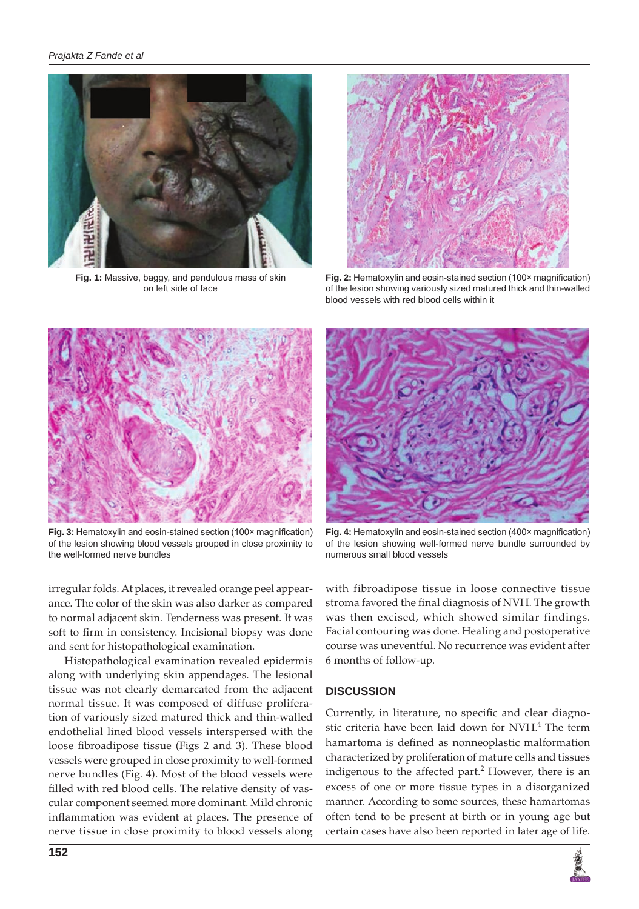Fig. 1: Massive, baggy, and pendulous mass of skin on left side of face

**Fig. 2:** Hematoxylin and eosin-stained section (100× magnification) of the lesion showing variously sized matured thick and thin-walled blood vessels with red blood cells within it

**Fig. 3:** Hematoxylin and eosin-stained section (100× magnification) of the lesion showing blood vessels grouped in close proximity to the well-formed nerve bundles

**Fig. 4:** Hematoxylin and eosin-stained section (400× magnification) of the lesion showing well-formed nerve bundle surrounded by numerous small blood vessels

irregular folds. At places, it revealed orange peel appearance. The color of the skin was also darker as compared to normal adjacent skin. Tenderness was present. It was soft to firm in consistency. Incisional biopsy was done and sent for histopathological examination.

Histopathological examination revealed epidermis along with underlying skin appendages. The lesional tissue was not clearly demarcated from the adjacent normal tissue. It was composed of diffuse proliferation of variously sized matured thick and thin-walled endothelial lined blood vessels interspersed with the loose fibroadipose tissue (Figs 2 and 3). These blood vessels were grouped in close proximity to well-formed nerve bundles (Fig. 4). Most of the blood vessels were filled with red blood cells. The relative density of vascular component seemed more dominant. Mild chronic inflammation was evident at places. The presence of nerve tissue in close proximity to blood vessels along with fibroadipose tissue in loose connective tissue stroma favored the final diagnosis of NVH. The growth was then excised, which showed similar findings. Facial contouring was done. Healing and postoperative course was uneventful. No recurrence was evident after 6 months of follow-up.

## DISCUSSION

Currently, in literature, no specific and clear diagnostic criteria have been laid down for NVH.[4] The term hamartoma is defined as nonneoplastic malformation characterized by proliferation of mature cells and tissues indigenous to the affected part.[2] However, there is an excess of one or more tissue types in a disorganized manner. According to some sources, these hamartomas often tend to be present at birth or in young age but certain cases have also been reported in later age of life.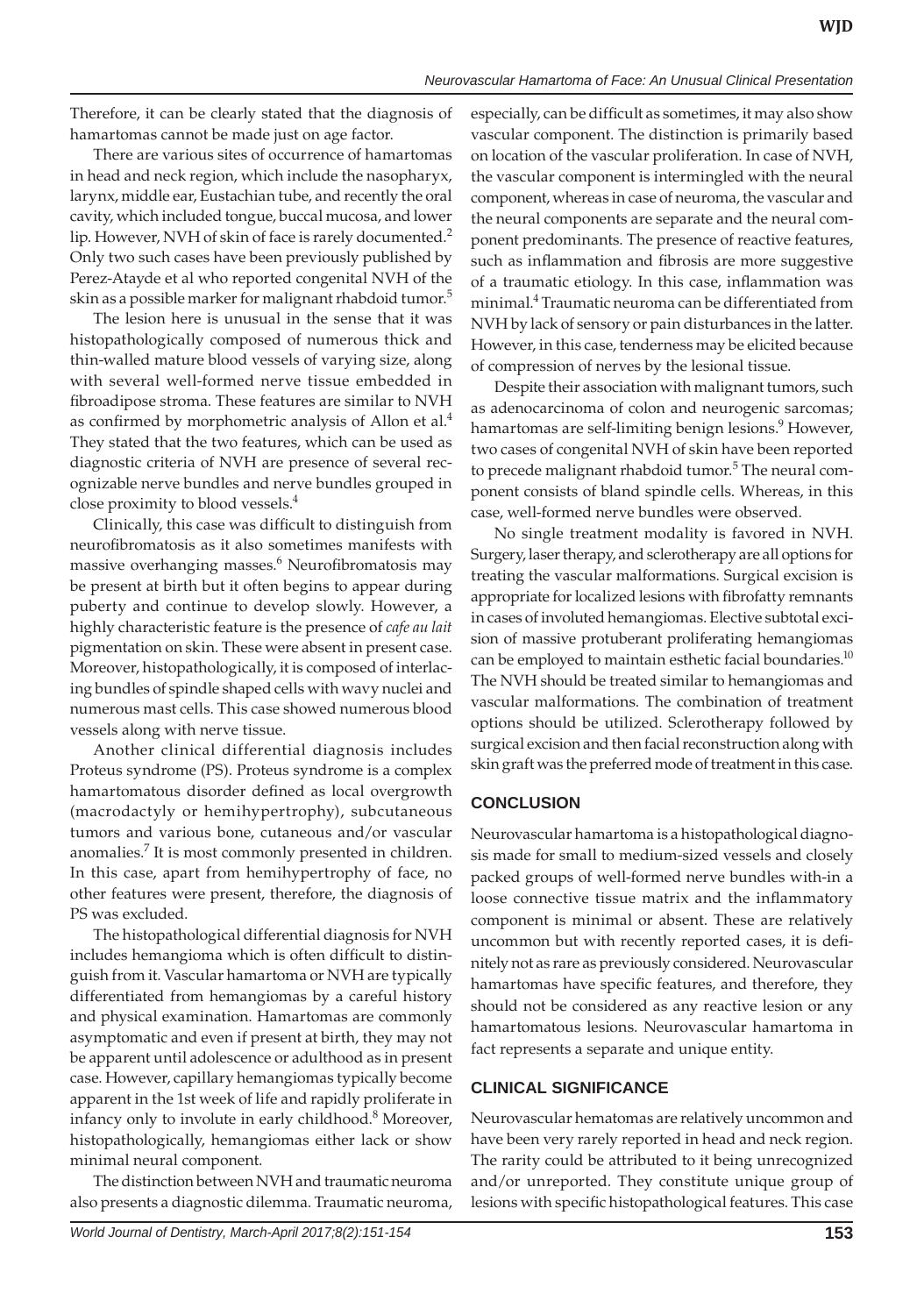Therefore, it can be clearly stated that the diagnosis of hamartomas cannot be made just on age factor.

There are various sites of occurrence of hamartomas in head and neck region, which include the nasopharynx, larynx, middle ear, Eustachian tube, and recently the oral cavity, which included tongue, buccal mucosa, and lower lip. However, NVH of skin of face is rarely documented.[2] Only two such cases have been previously published by Perez-Atayde et al who reported congenital NVH of the skin as a possible marker for malignant rhabdoid tumor.[5]

The lesion here is unusual in the sense that it was histopathologically composed of numerous thick and thin-walled mature blood vessels of varying size, along with several well-formed nerve tissue embedded in fibroadipose stroma. These features are similar to NVH as confirmed by morphometric analysis of Allon et al.[4] They stated that the two features, which can be used as diagnostic criteria of NVH are presence of several recognizable nerve bundles and nerve bundles grouped in close proximity to blood vessels.[4]

Clinically, this case was difficult to distinguish from neurofibromatosis as it also sometimes manifests with massive overhanging masses.[6] Neurofibromatosis may be present at birth but it often begins to appear during puberty and continue to develop slowly. However, a highly characteristic feature is the presence of *cafe au lait* pigmentation on skin. These were absent in present case. Moreover, histopathologically, it is composed of interlacing bundles of spindle shaped cells with wavy nuclei and numerous mast cells. This case showed numerous blood vessels along with nerve tissue.

Another clinical differential diagnosis includes Proteus syndrome (PS). Proteus syndrome is a complex hamartomatous disorder defined as local overgrowth (macrodactyly or hemihypertrophy), subcutaneous tumors and various bone, cutaneous and/or vascular anomalies.[7] It is most commonly presented in children. In this case, apart from hemihypertrophy of face, no other features were present, therefore, the diagnosis of PS was excluded.

The histopathological differential diagnosis for NVH includes hemangioma which is often difficult to distinguish from it. Vascular hamartoma or NVH are typically differentiated from hemangiomas by a careful history and physical examination. Hamartomas are commonly asymptomatic and even if present at birth, they may not be apparent until adolescence or adulthood as in present case. However, capillary hemangiomas typically become apparent in the 1st week of life and rapidly proliferate in infancy only to involute in early childhood.[8] Moreover, histopathologically, hemangiomas either lack or show minimal neural component.

The distinction between NVH and traumatic neuroma also presents a diagnostic dilemma. Traumatic neuroma, especially, can be difficult as sometimes, it may also show vascular component. The distinction is primarily based on location of the vascular proliferation. In case of NVH, the vascular component is intermingled with the neural component, whereas in case of neuroma, the vascular and the neural components are separate and the neural component predominants. The presence of reactive features, such as inflammation and fibrosis are more suggestive of a traumatic etiology. In this case, inflammation was minimal.[4] Traumatic neuroma can be differentiated from NVH by lack of sensory or pain disturbances in the latter. However, in this case, tenderness may be elicited because of compression of nerves by the lesional tissue.

Despite their association with malignant tumors, such as adenocarcinoma of colon and neurogenic sarcomas; hamartomas are self-limiting benign lesions.[9] However, two cases of congenital NVH of skin have been reported to precede malignant rhabdoid tumor.[5] The neural component consists of bland spindle cells. Whereas, in this case, well-formed nerve bundles were observed.

No single treatment modality is favored in NVH. Surgery, laser therapy, and sclerotherapy are all options for treating the vascular malformations. Surgical excision is appropriate for localized lesions with fibrofatty remnants in cases of involuted hemangiomas. Elective subtotal excision of massive protuberant proliferating hemangiomas can be employed to maintain esthetic facial boundaries.[10] The NVH should be treated similar to hemangiomas and vascular malformations. The combination of treatment options should be utilized. Sclerotherapy followed by surgical excision and then facial reconstruction along with skin graft was the preferred mode of treatment in this case.

## CONCLUSION

Neurovascular hamartoma is a histopathological diagnosis made for small to medium-sized vessels and closely packed groups of well-formed nerve bundles with-in a loose connective tissue matrix and the inflammatory component is minimal or absent. These are relatively uncommon but with recently reported cases, it is definitely not as rare as previously considered. Neurovascular hamartomas have specific features, and therefore, they should not be considered as any reactive lesion or any hamartomatous lesions. Neurovascular hamartoma in fact represents a separate and unique entity.

## CLINICAL SIGNIFICANCE

Neurovascular hematomas are relatively uncommon and have been very rarely reported in head and neck region. The rarity could be attributed to it being unrecognized and/or unreported. They constitute unique group of lesions with specific histopathological features. This case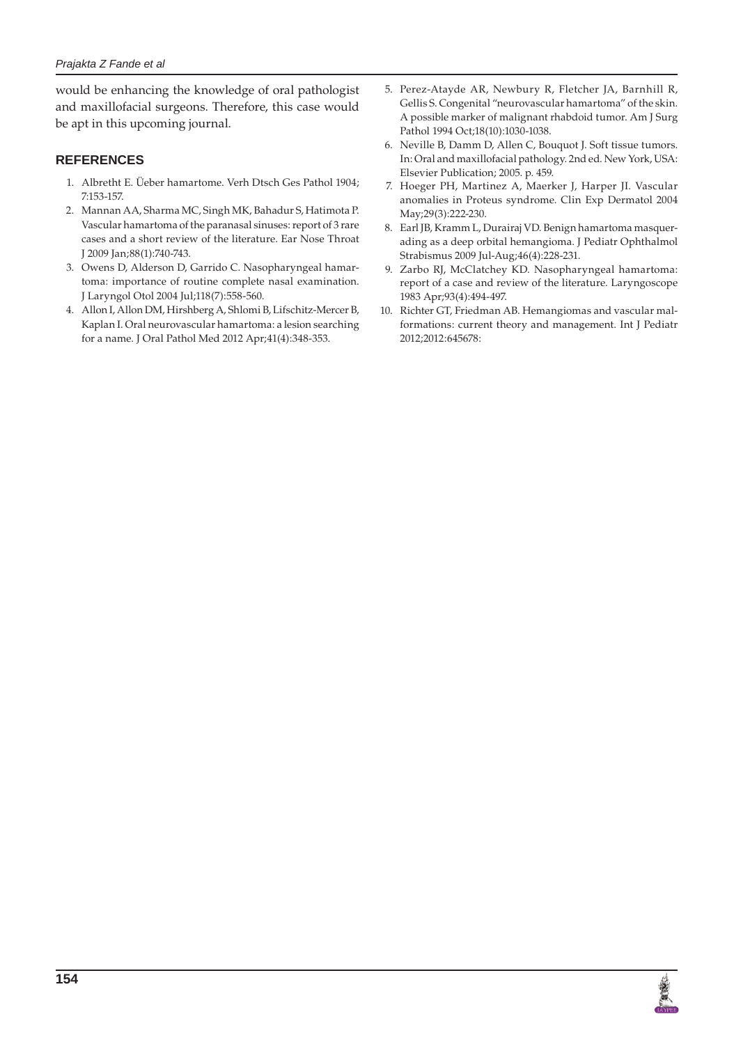would be enhancing the knowledge of oral pathologist and maxillofacial surgeons. Therefore, this case would be apt in this upcoming journal.

## REFERENCES

1. Albretht E. Üeber hamartome. Verh Dtsch Ges Pathol 1904; 7:153-157.
2. Mannan AA, Sharma MC, Singh MK, Bahadur S, Hatimota P. Vascular hamartoma of the paranasal sinuses: report of 3 rare cases and a short review of the literature. Ear Nose Throat J 2009 Jan;88(1):740-743.
3. Owens D, Alderson D, Garrido C. Nasopharyngeal hamartoma: importance of routine complete nasal examination. J Laryngol Otol 2004 Jul;118(7):558-560.
4. Allon I, Allon DM, Hirshberg A, Shlomi B, Lifschitz-Mercer B, Kaplan I. Oral neurovascular hamartoma: a lesion searching for a name. J Oral Pathol Med 2012 Apr;41(4):348-353.
5. Perez-Atayde AR, Newbury R, Fletcher JA, Barnhill R, Gellis S. Congenital "neurovascular hamartoma" of the skin. A possible marker of malignant rhabdoid tumor. Am J Surg Pathol 1994 Oct;18(10):1030-1038.
6. Neville B, Damm D, Allen C, Bouquot J. Soft tissue tumors. In: Oral and maxillofacial pathology. 2nd ed. New York, USA: Elsevier Publication; 2005. p. 459.
7. Hoeger PH, Martinez A, Maerker J, Harper JI. Vascular anomalies in Proteus syndrome. Clin Exp Dermatol 2004 May;29(3):222-230.
8. Earl JB, Kramm L, Durairaj VD. Benign hamartoma masquerading as a deep orbital hemangioma. J Pediatr Ophthalmol Strabismus 2009 Jul-Aug;46(4):228-231.
9. Zarbo RJ, McClatchey KD. Nasopharyngeal hamartoma: report of a case and review of the literature. Laryngoscope 1983 Apr;93(4):494-497.
10. Richter GT, Friedman AB. Hemangiomas and vascular malformations: current theory and management. Int J Pediatr 2012;2012:645678: